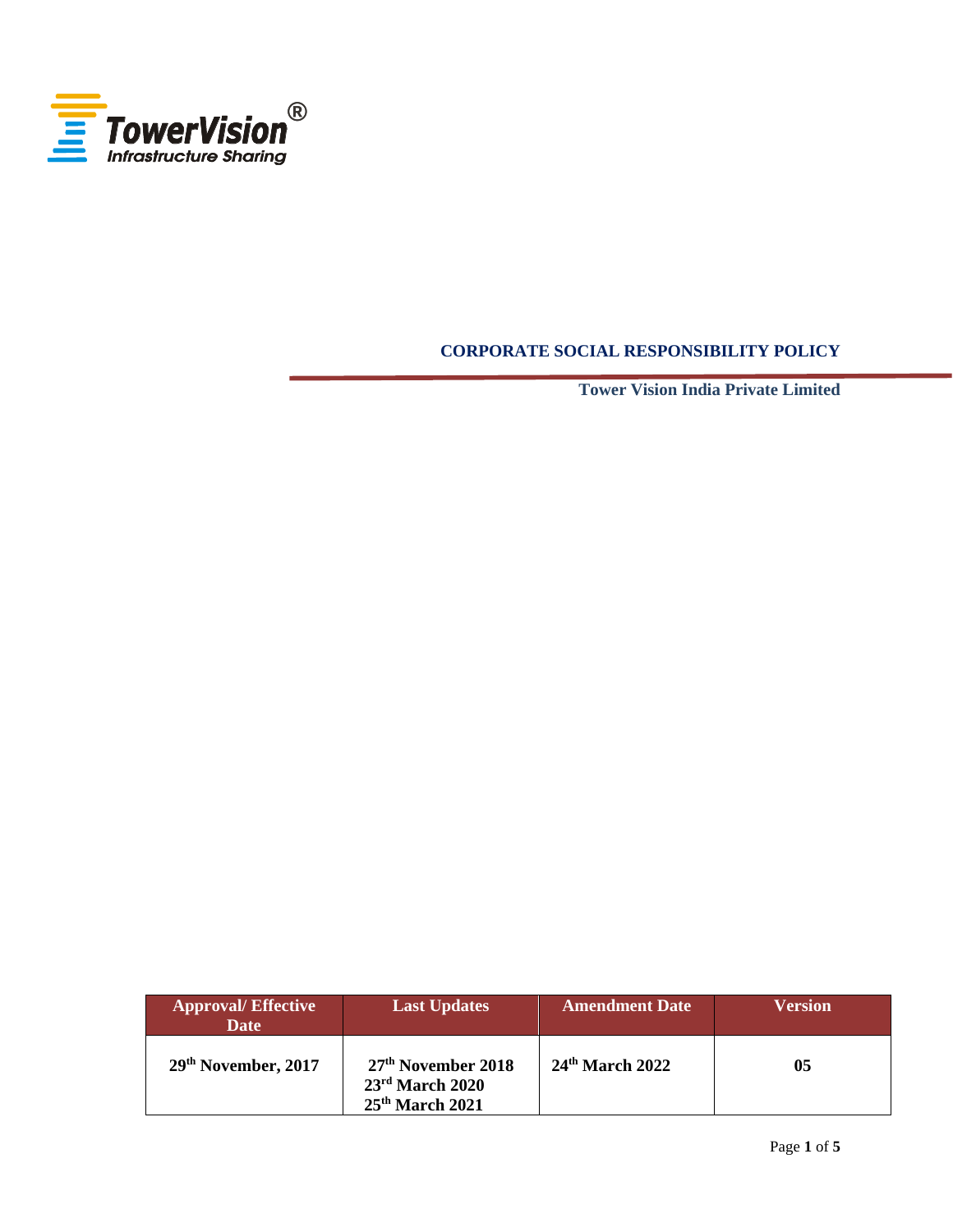TowerVision®
Infrastructure Sharing

# CORPORATE SOCIAL RESPONSIBILITY POLICY

**Tower Vision India Private Limited**

| Approval/ Effective Date | Last Updates | Amendment Date | Version |
|---|---|---|---|
| 29th November, 2017 | 27th November 2018<br>23rd March 2020<br>25th March 2021 | 24th March 2022 | 05 |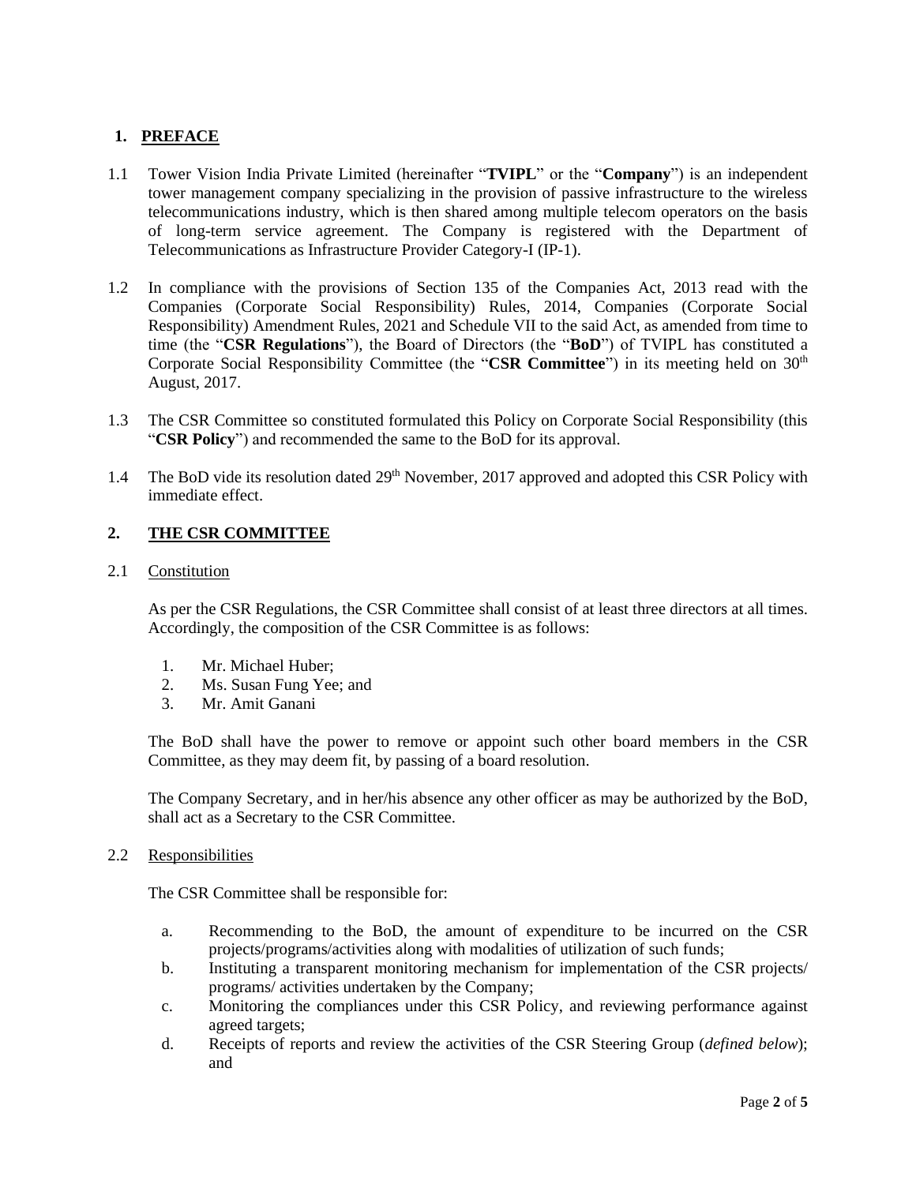## 1. PREFACE

1.1 Tower Vision India Private Limited (hereinafter "**TVIPL**" or the "**Company**") is an independent tower management company specializing in the provision of passive infrastructure to the wireless telecommunications industry, which is then shared among multiple telecom operators on the basis of long-term service agreement. The Company is registered with the Department of Telecommunications as Infrastructure Provider Category-I (IP-1).

1.2 In compliance with the provisions of Section 135 of the Companies Act, 2013 read with the Companies (Corporate Social Responsibility) Rules, 2014, Companies (Corporate Social Responsibility) Amendment Rules, 2021 and Schedule VII to the said Act, as amended from time to time (the "**CSR Regulations**"), the Board of Directors (the "**BoD**") of TVIPL has constituted a Corporate Social Responsibility Committee (the "**CSR Committee**") in its meeting held on 30th August, 2017.

1.3 The CSR Committee so constituted formulated this Policy on Corporate Social Responsibility (this "**CSR Policy**") and recommended the same to the BoD for its approval.

1.4 The BoD vide its resolution dated 29th November, 2017 approved and adopted this CSR Policy with immediate effect.

## 2. THE CSR COMMITTEE

2.1 Constitution

As per the CSR Regulations, the CSR Committee shall consist of at least three directors at all times. Accordingly, the composition of the CSR Committee is as follows:

1. Mr. Michael Huber;
2. Ms. Susan Fung Yee; and
3. Mr. Amit Ganani

The BoD shall have the power to remove or appoint such other board members in the CSR Committee, as they may deem fit, by passing of a board resolution.

The Company Secretary, and in her/his absence any other officer as may be authorized by the BoD, shall act as a Secretary to the CSR Committee.

2.2 Responsibilities

The CSR Committee shall be responsible for:

a. Recommending to the BoD, the amount of expenditure to be incurred on the CSR projects/programs/activities along with modalities of utilization of such funds;
b. Instituting a transparent monitoring mechanism for implementation of the CSR projects/ programs/ activities undertaken by the Company;
c. Monitoring the compliances under this CSR Policy, and reviewing performance against agreed targets;
d. Receipts of reports and review the activities of the CSR Steering Group (*defined below*); and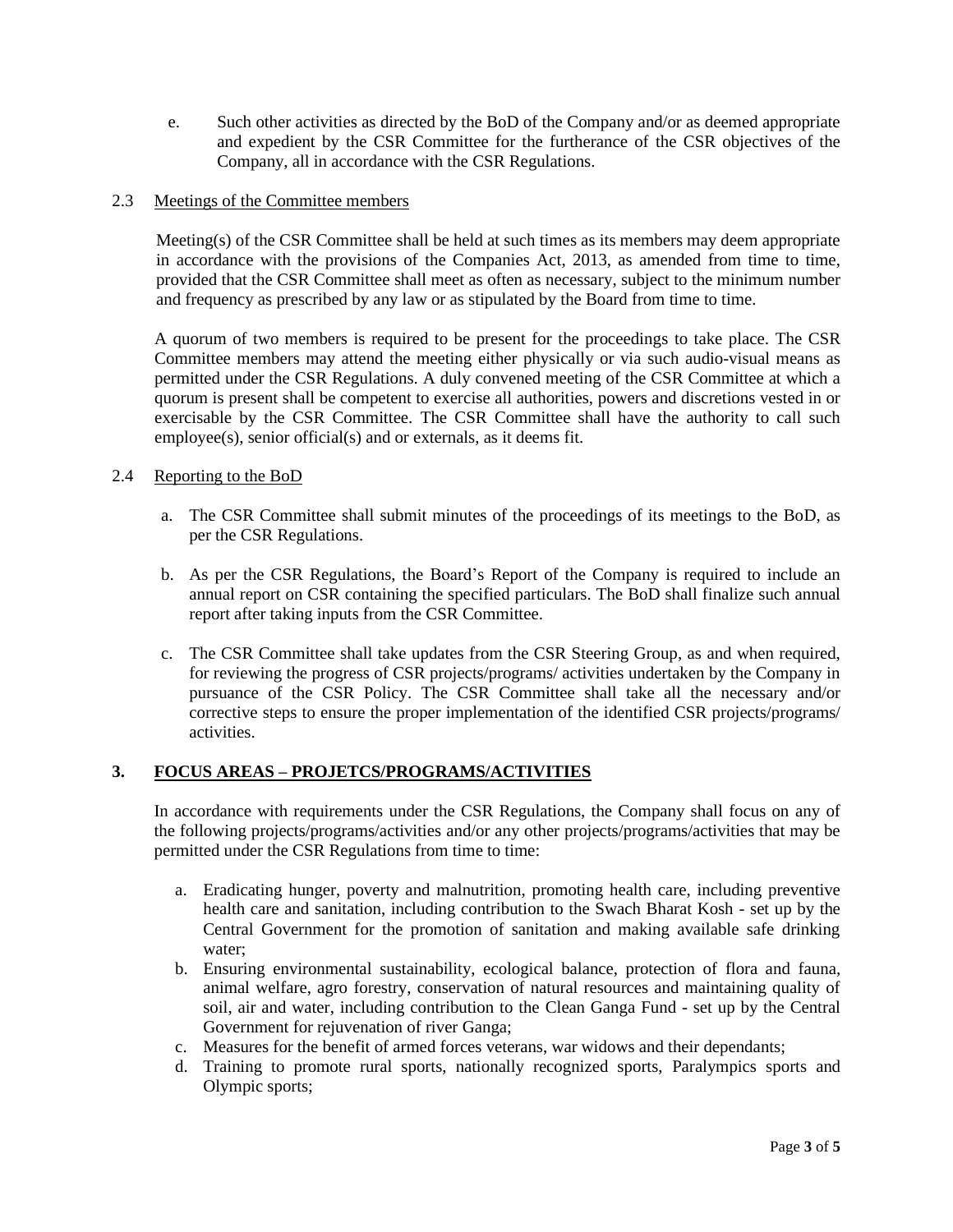e. Such other activities as directed by the BoD of the Company and/or as deemed appropriate and expedient by the CSR Committee for the furtherance of the CSR objectives of the Company, all in accordance with the CSR Regulations.

2.3 Meetings of the Committee members

Meeting(s) of the CSR Committee shall be held at such times as its members may deem appropriate in accordance with the provisions of the Companies Act, 2013, as amended from time to time, provided that the CSR Committee shall meet as often as necessary, subject to the minimum number and frequency as prescribed by any law or as stipulated by the Board from time to time.

A quorum of two members is required to be present for the proceedings to take place. The CSR Committee members may attend the meeting either physically or via such audio-visual means as permitted under the CSR Regulations. A duly convened meeting of the CSR Committee at which a quorum is present shall be competent to exercise all authorities, powers and discretions vested in or exercisable by the CSR Committee. The CSR Committee shall have the authority to call such employee(s), senior official(s) and or externals, as it deems fit.

2.4 Reporting to the BoD

a. The CSR Committee shall submit minutes of the proceedings of its meetings to the BoD, as per the CSR Regulations.

b. As per the CSR Regulations, the Board's Report of the Company is required to include an annual report on CSR containing the specified particulars. The BoD shall finalize such annual report after taking inputs from the CSR Committee.

c. The CSR Committee shall take updates from the CSR Steering Group, as and when required, for reviewing the progress of CSR projects/programs/ activities undertaken by the Company in pursuance of the CSR Policy. The CSR Committee shall take all the necessary and/or corrective steps to ensure the proper implementation of the identified CSR projects/programs/ activities.

## 3. FOCUS AREAS – PROJETCS/PROGRAMS/ACTIVITIES

In accordance with requirements under the CSR Regulations, the Company shall focus on any of the following projects/programs/activities and/or any other projects/programs/activities that may be permitted under the CSR Regulations from time to time:

a. Eradicating hunger, poverty and malnutrition, promoting health care, including preventive health care and sanitation, including contribution to the Swach Bharat Kosh - set up by the Central Government for the promotion of sanitation and making available safe drinking water;
b. Ensuring environmental sustainability, ecological balance, protection of flora and fauna, animal welfare, agro forestry, conservation of natural resources and maintaining quality of soil, air and water, including contribution to the Clean Ganga Fund - set up by the Central Government for rejuvenation of river Ganga;
c. Measures for the benefit of armed forces veterans, war widows and their dependants;
d. Training to promote rural sports, nationally recognized sports, Paralympics sports and Olympic sports;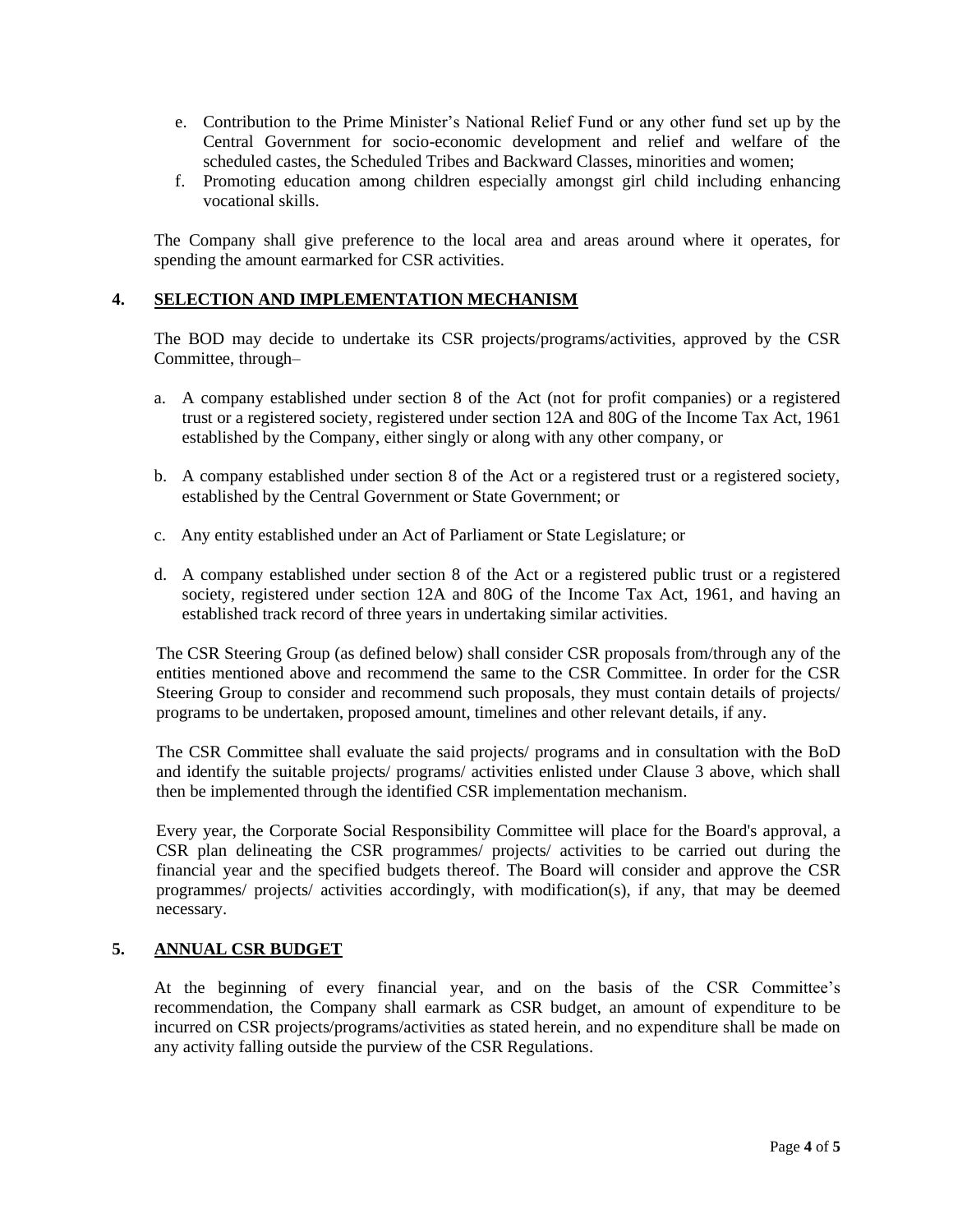e. Contribution to the Prime Minister's National Relief Fund or any other fund set up by the Central Government for socio-economic development and relief and welfare of the scheduled castes, the Scheduled Tribes and Backward Classes, minorities and women;
f. Promoting education among children especially amongst girl child including enhancing vocational skills.

The Company shall give preference to the local area and areas around where it operates, for spending the amount earmarked for CSR activities.

## 4. SELECTION AND IMPLEMENTATION MECHANISM

The BOD may decide to undertake its CSR projects/programs/activities, approved by the CSR Committee, through–

a. A company established under section 8 of the Act (not for profit companies) or a registered trust or a registered society, registered under section 12A and 80G of the Income Tax Act, 1961 established by the Company, either singly or along with any other company, or

b. A company established under section 8 of the Act or a registered trust or a registered society, established by the Central Government or State Government; or

c. Any entity established under an Act of Parliament or State Legislature; or

d. A company established under section 8 of the Act or a registered public trust or a registered society, registered under section 12A and 80G of the Income Tax Act, 1961, and having an established track record of three years in undertaking similar activities.

The CSR Steering Group (as defined below) shall consider CSR proposals from/through any of the entities mentioned above and recommend the same to the CSR Committee. In order for the CSR Steering Group to consider and recommend such proposals, they must contain details of projects/ programs to be undertaken, proposed amount, timelines and other relevant details, if any.

The CSR Committee shall evaluate the said projects/ programs and in consultation with the BoD and identify the suitable projects/ programs/ activities enlisted under Clause 3 above, which shall then be implemented through the identified CSR implementation mechanism.

Every year, the Corporate Social Responsibility Committee will place for the Board's approval, a CSR plan delineating the CSR programmes/ projects/ activities to be carried out during the financial year and the specified budgets thereof. The Board will consider and approve the CSR programmes/ projects/ activities accordingly, with modification(s), if any, that may be deemed necessary.

## 5. ANNUAL CSR BUDGET

At the beginning of every financial year, and on the basis of the CSR Committee's recommendation, the Company shall earmark as CSR budget, an amount of expenditure to be incurred on CSR projects/programs/activities as stated herein, and no expenditure shall be made on any activity falling outside the purview of the CSR Regulations.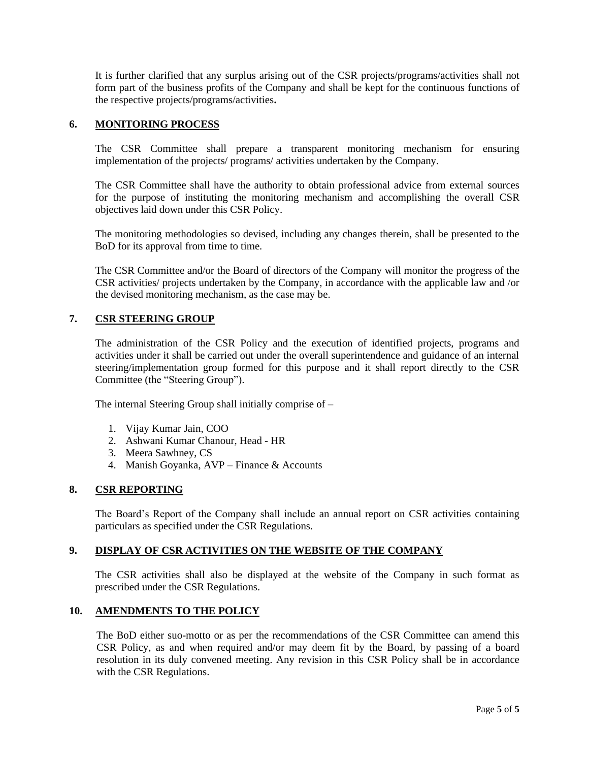It is further clarified that any surplus arising out of the CSR projects/programs/activities shall not form part of the business profits of the Company and shall be kept for the continuous functions of the respective projects/programs/activities**.**

## 6. MONITORING PROCESS

The CSR Committee shall prepare a transparent monitoring mechanism for ensuring implementation of the projects/ programs/ activities undertaken by the Company.

The CSR Committee shall have the authority to obtain professional advice from external sources for the purpose of instituting the monitoring mechanism and accomplishing the overall CSR objectives laid down under this CSR Policy.

The monitoring methodologies so devised, including any changes therein, shall be presented to the BoD for its approval from time to time.

The CSR Committee and/or the Board of directors of the Company will monitor the progress of the CSR activities/ projects undertaken by the Company, in accordance with the applicable law and /or the devised monitoring mechanism, as the case may be.

## 7. CSR STEERING GROUP

The administration of the CSR Policy and the execution of identified projects, programs and activities under it shall be carried out under the overall superintendence and guidance of an internal steering/implementation group formed for this purpose and it shall report directly to the CSR Committee (the "Steering Group").

The internal Steering Group shall initially comprise of –

1. Vijay Kumar Jain, COO
2. Ashwani Kumar Chanour, Head - HR
3. Meera Sawhney, CS
4. Manish Goyanka, AVP – Finance & Accounts

## 8. CSR REPORTING

The Board's Report of the Company shall include an annual report on CSR activities containing particulars as specified under the CSR Regulations.

## 9. DISPLAY OF CSR ACTIVITIES ON THE WEBSITE OF THE COMPANY

The CSR activities shall also be displayed at the website of the Company in such format as prescribed under the CSR Regulations.

## 10. AMENDMENTS TO THE POLICY

The BoD either suo-motto or as per the recommendations of the CSR Committee can amend this CSR Policy, as and when required and/or may deem fit by the Board, by passing of a board resolution in its duly convened meeting. Any revision in this CSR Policy shall be in accordance with the CSR Regulations.